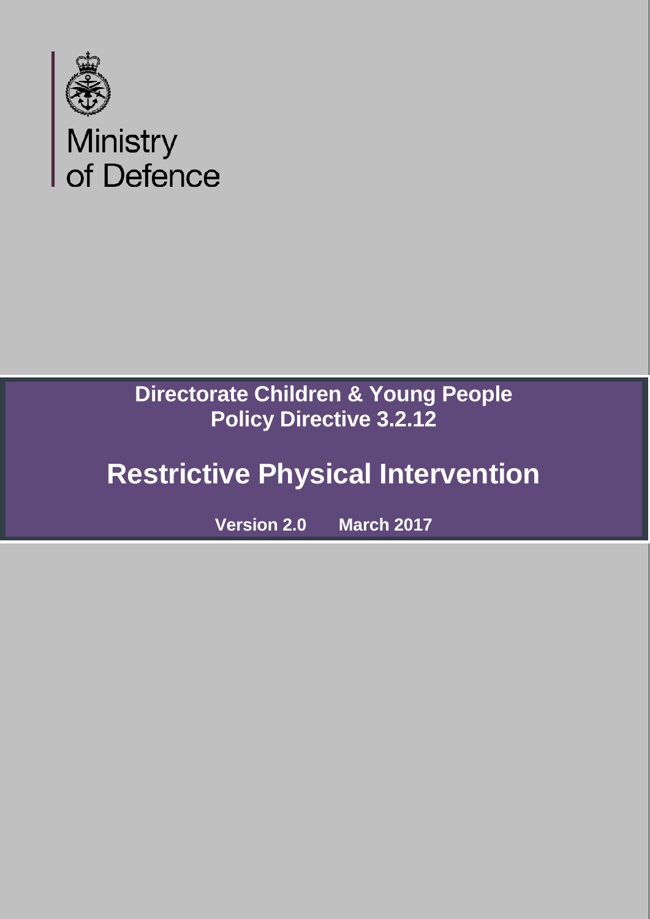Ministry of Defence

**Directorate Children & Young People**
**Policy Directive 3.2.12**

# Restrictive Physical Intervention

**Version 2.0 March 2017**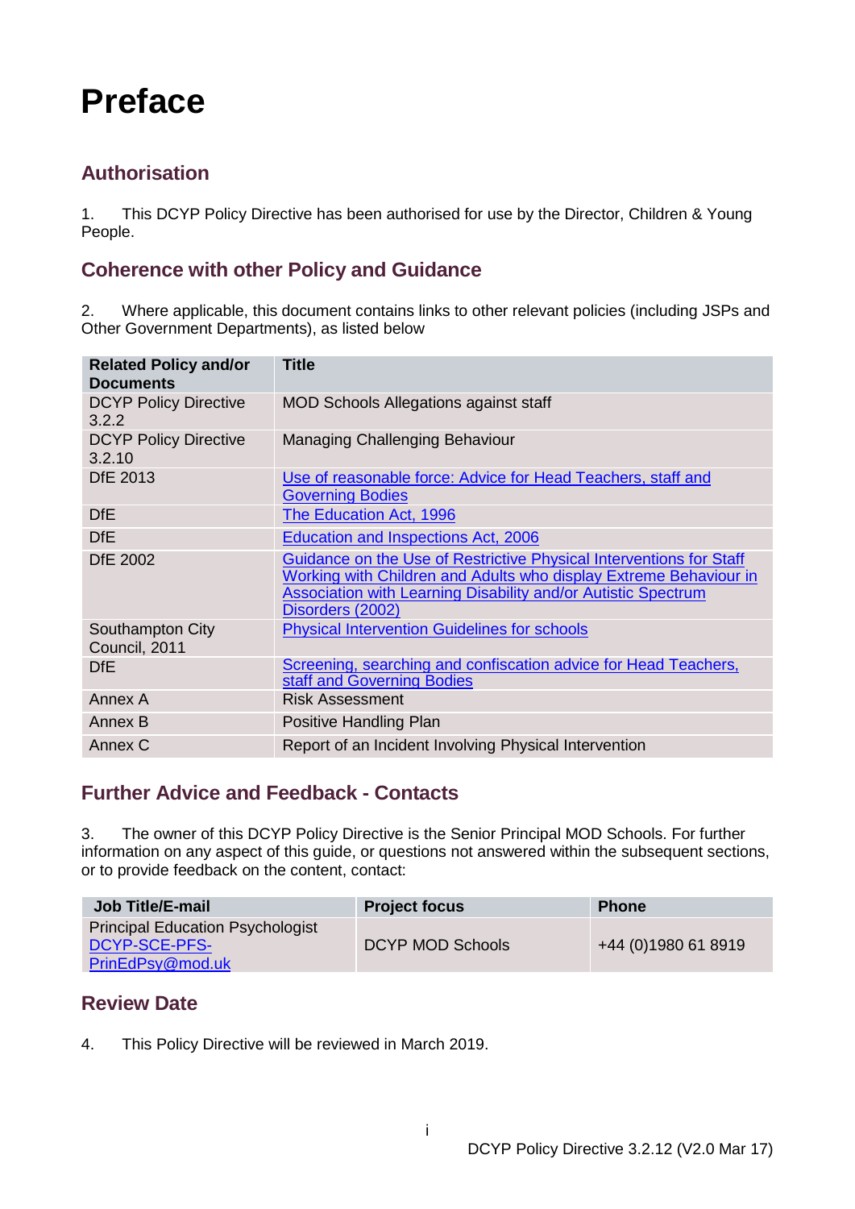# Preface

## Authorisation

1. This DCYP Policy Directive has been authorised for use by the Director, Children & Young People.

## Coherence with other Policy and Guidance

2. Where applicable, this document contains links to other relevant policies (including JSPs and Other Government Departments), as listed below

| Related Policy and/or Documents | Title |
|---|---|
| DCYP Policy Directive 3.2.2 | MOD Schools Allegations against staff |
| DCYP Policy Directive 3.2.10 | Managing Challenging Behaviour |
| DfE 2013 | Use of reasonable force: Advice for Head Teachers, staff and Governing Bodies |
| DfE | The Education Act, 1996 |
| DfE | Education and Inspections Act, 2006 |
| DfE 2002 | Guidance on the Use of Restrictive Physical Interventions for Staff Working with Children and Adults who display Extreme Behaviour in Association with Learning Disability and/or Autistic Spectrum Disorders (2002) |
| Southampton City Council, 2011 | Physical Intervention Guidelines for schools |
| DfE | Screening, searching and confiscation advice for Head Teachers, staff and Governing Bodies |
| Annex A | Risk Assessment |
| Annex B | Positive Handling Plan |
| Annex C | Report of an Incident Involving Physical Intervention |

## Further Advice and Feedback - Contacts

3. The owner of this DCYP Policy Directive is the Senior Principal MOD Schools. For further information on any aspect of this guide, or questions not answered within the subsequent sections, or to provide feedback on the content, contact:

| Job Title/E-mail | Project focus | Phone |
|---|---|---|
| Principal Education Psychologist DCYP-SCE-PFS-PrinEdPsy@mod.uk | DCYP MOD Schools | +44 (0)1980 61 8919 |

## Review Date

4. This Policy Directive will be reviewed in March 2019.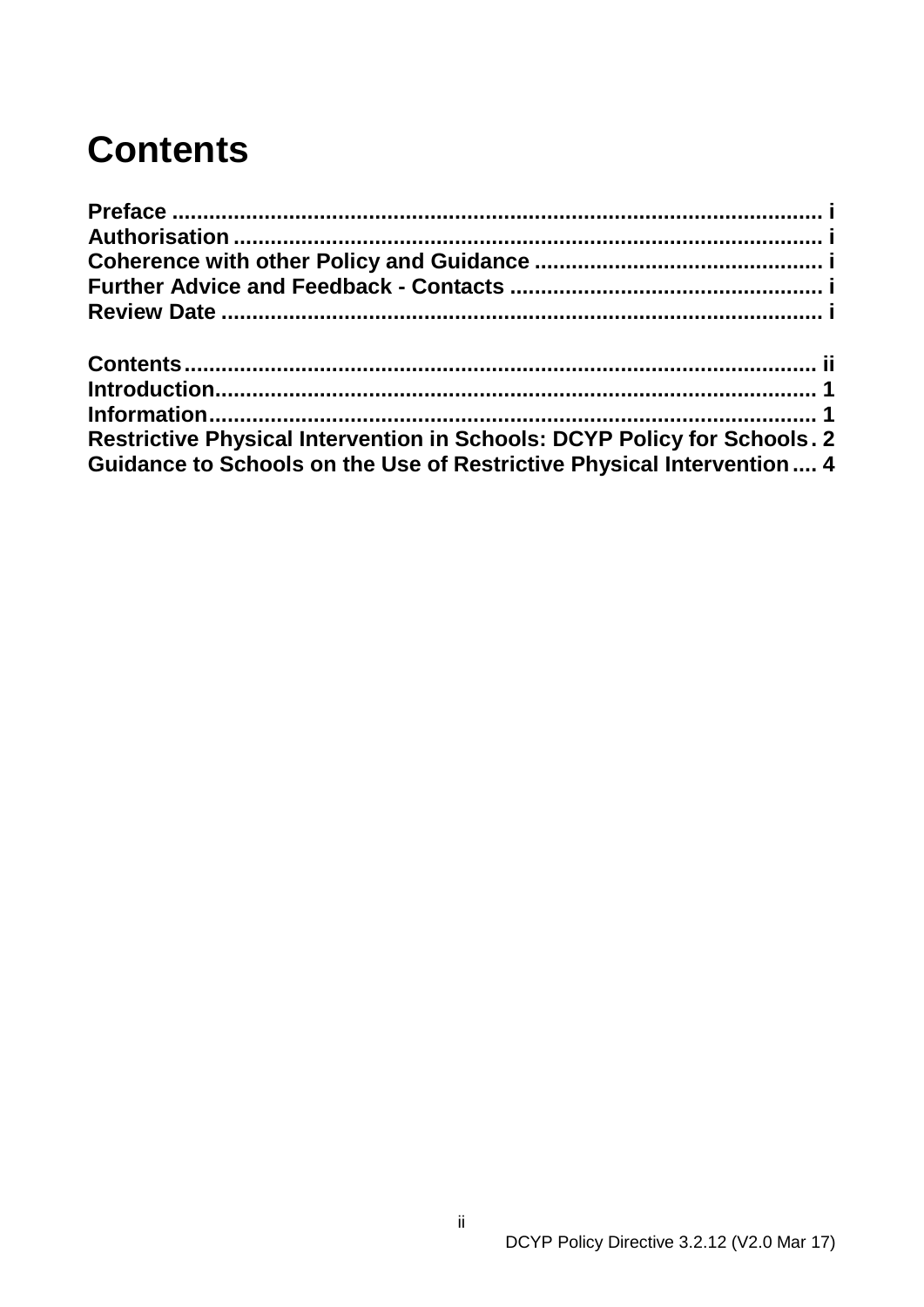# Contents

**Preface** ........................................................................................................ i
**Authorisation** ............................................................................................... i
**Coherence with other Policy and Guidance** ................................................ i
**Further Advice and Feedback - Contacts** ................................................... i
**Review Date** ................................................................................................. i

**Contents** ...................................................................................................... ii
**Introduction** .................................................................................................. 1
**Information** .................................................................................................... 1
**Restrictive Physical Intervention in Schools: DCYP Policy for Schools** . 2
**Guidance to Schools on the Use of Restrictive Physical Intervention** .... 4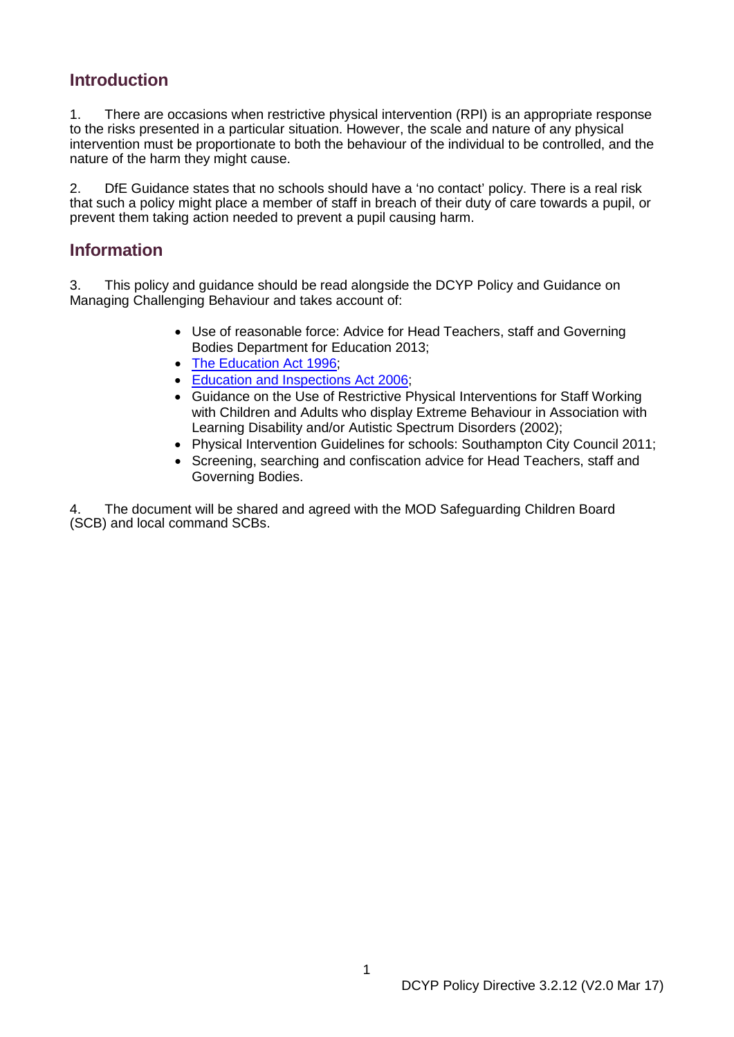## Introduction

1. There are occasions when restrictive physical intervention (RPI) is an appropriate response to the risks presented in a particular situation. However, the scale and nature of any physical intervention must be proportionate to both the behaviour of the individual to be controlled, and the nature of the harm they might cause.

2. DfE Guidance states that no schools should have a 'no contact' policy. There is a real risk that such a policy might place a member of staff in breach of their duty of care towards a pupil, or prevent them taking action needed to prevent a pupil causing harm.

## Information

3. This policy and guidance should be read alongside the DCYP Policy and Guidance on Managing Challenging Behaviour and takes account of:

- Use of reasonable force: Advice for Head Teachers, staff and Governing Bodies Department for Education 2013;
- The Education Act 1996;
- Education and Inspections Act 2006;
- Guidance on the Use of Restrictive Physical Interventions for Staff Working with Children and Adults who display Extreme Behaviour in Association with Learning Disability and/or Autistic Spectrum Disorders (2002);
- Physical Intervention Guidelines for schools: Southampton City Council 2011;
- Screening, searching and confiscation advice for Head Teachers, staff and Governing Bodies.

4. The document will be shared and agreed with the MOD Safeguarding Children Board (SCB) and local command SCBs.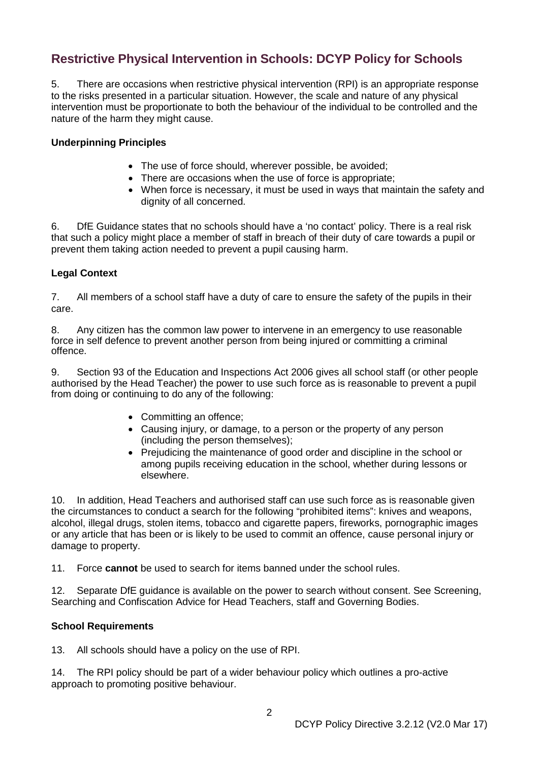## Restrictive Physical Intervention in Schools: DCYP Policy for Schools

5. There are occasions when restrictive physical intervention (RPI) is an appropriate response to the risks presented in a particular situation. However, the scale and nature of any physical intervention must be proportionate to both the behaviour of the individual to be controlled and the nature of the harm they might cause.

### Underpinning Principles

- The use of force should, wherever possible, be avoided;
- There are occasions when the use of force is appropriate;
- When force is necessary, it must be used in ways that maintain the safety and dignity of all concerned.

6. DfE Guidance states that no schools should have a 'no contact' policy. There is a real risk that such a policy might place a member of staff in breach of their duty of care towards a pupil or prevent them taking action needed to prevent a pupil causing harm.

### Legal Context

7. All members of a school staff have a duty of care to ensure the safety of the pupils in their care.

8. Any citizen has the common law power to intervene in an emergency to use reasonable force in self defence to prevent another person from being injured or committing a criminal offence.

9. Section 93 of the Education and Inspections Act 2006 gives all school staff (or other people authorised by the Head Teacher) the power to use such force as is reasonable to prevent a pupil from doing or continuing to do any of the following:

- Committing an offence;
- Causing injury, or damage, to a person or the property of any person (including the person themselves);
- Prejudicing the maintenance of good order and discipline in the school or among pupils receiving education in the school, whether during lessons or elsewhere.

10. In addition, Head Teachers and authorised staff can use such force as is reasonable given the circumstances to conduct a search for the following "prohibited items": knives and weapons, alcohol, illegal drugs, stolen items, tobacco and cigarette papers, fireworks, pornographic images or any article that has been or is likely to be used to commit an offence, cause personal injury or damage to property.

11. Force **cannot** be used to search for items banned under the school rules.

12. Separate DfE guidance is available on the power to search without consent. See Screening, Searching and Confiscation Advice for Head Teachers, staff and Governing Bodies.

### School Requirements

13. All schools should have a policy on the use of RPI.

14. The RPI policy should be part of a wider behaviour policy which outlines a pro-active approach to promoting positive behaviour.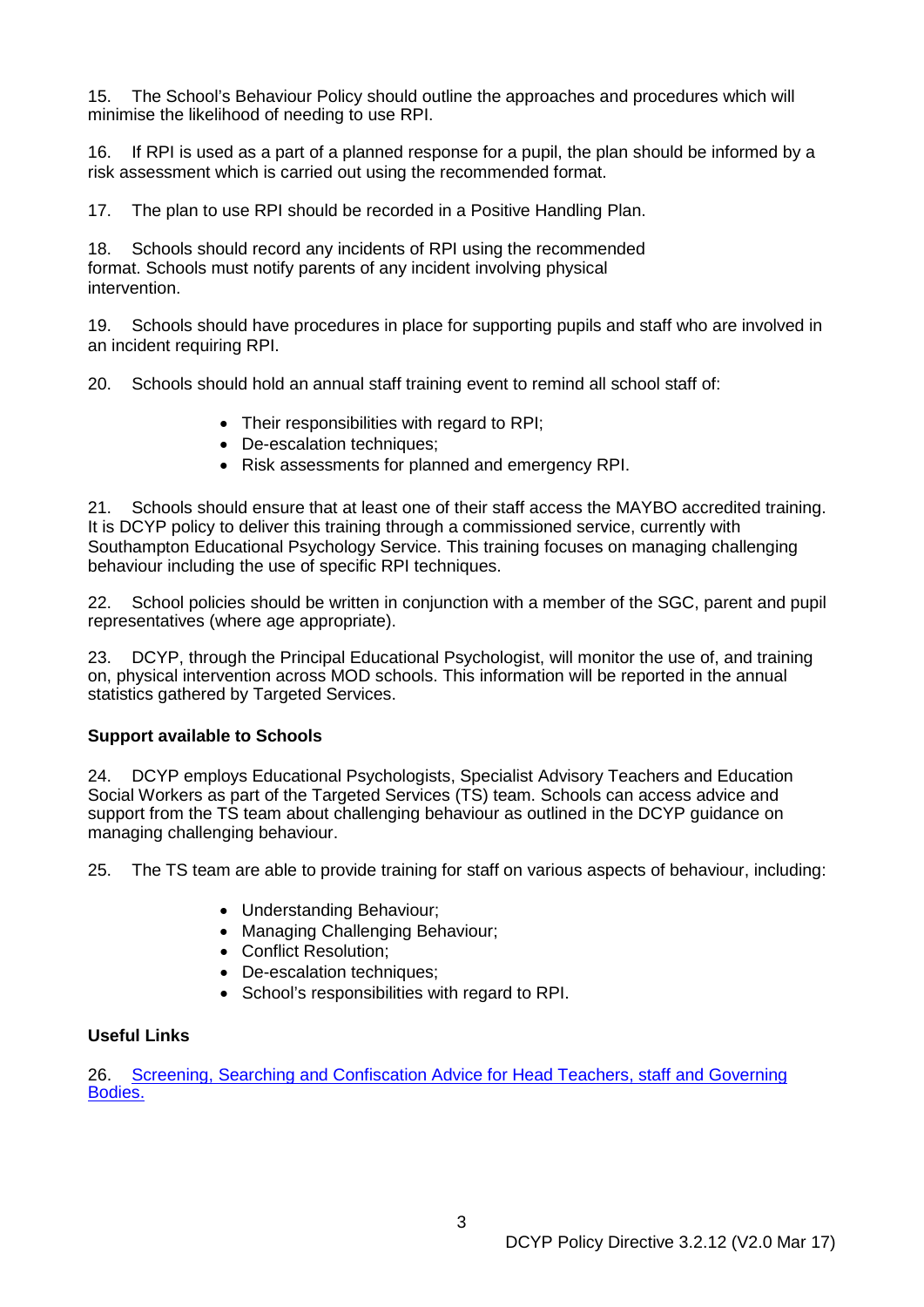15. The School's Behaviour Policy should outline the approaches and procedures which will minimise the likelihood of needing to use RPI.

16. If RPI is used as a part of a planned response for a pupil, the plan should be informed by a risk assessment which is carried out using the recommended format.

17. The plan to use RPI should be recorded in a Positive Handling Plan.

18. Schools should record any incidents of RPI using the recommended format. Schools must notify parents of any incident involving physical intervention.

19. Schools should have procedures in place for supporting pupils and staff who are involved in an incident requiring RPI.

20. Schools should hold an annual staff training event to remind all school staff of:

- Their responsibilities with regard to RPI;
- De-escalation techniques;
- Risk assessments for planned and emergency RPI.

21. Schools should ensure that at least one of their staff access the MAYBO accredited training. It is DCYP policy to deliver this training through a commissioned service, currently with Southampton Educational Psychology Service. This training focuses on managing challenging behaviour including the use of specific RPI techniques.

22. School policies should be written in conjunction with a member of the SGC, parent and pupil representatives (where age appropriate).

23. DCYP, through the Principal Educational Psychologist, will monitor the use of, and training on, physical intervention across MOD schools. This information will be reported in the annual statistics gathered by Targeted Services.

**Support available to Schools**

24. DCYP employs Educational Psychologists, Specialist Advisory Teachers and Education Social Workers as part of the Targeted Services (TS) team. Schools can access advice and support from the TS team about challenging behaviour as outlined in the DCYP guidance on managing challenging behaviour.

25. The TS team are able to provide training for staff on various aspects of behaviour, including:

- Understanding Behaviour;
- Managing Challenging Behaviour;
- Conflict Resolution;
- De-escalation techniques;
- School's responsibilities with regard to RPI.

**Useful Links**

26. Screening, Searching and Confiscation Advice for Head Teachers, staff and Governing Bodies.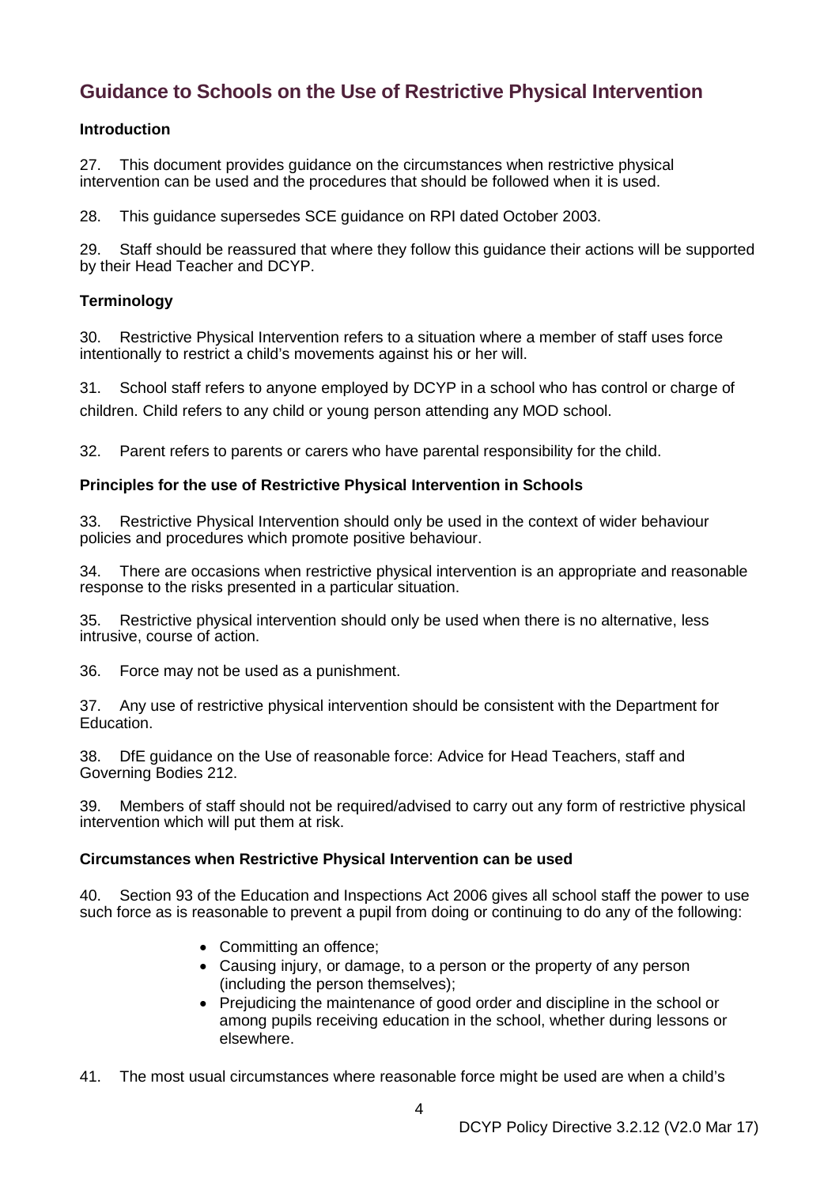## Guidance to Schools on the Use of Restrictive Physical Intervention

### Introduction

27. This document provides guidance on the circumstances when restrictive physical intervention can be used and the procedures that should be followed when it is used.

28. This guidance supersedes SCE guidance on RPI dated October 2003.

29. Staff should be reassured that where they follow this guidance their actions will be supported by their Head Teacher and DCYP.

### Terminology

30. Restrictive Physical Intervention refers to a situation where a member of staff uses force intentionally to restrict a child's movements against his or her will.

31. School staff refers to anyone employed by DCYP in a school who has control or charge of children. Child refers to any child or young person attending any MOD school.

32. Parent refers to parents or carers who have parental responsibility for the child.

### Principles for the use of Restrictive Physical Intervention in Schools

33. Restrictive Physical Intervention should only be used in the context of wider behaviour policies and procedures which promote positive behaviour.

34. There are occasions when restrictive physical intervention is an appropriate and reasonable response to the risks presented in a particular situation.

35. Restrictive physical intervention should only be used when there is no alternative, less intrusive, course of action.

36. Force may not be used as a punishment.

37. Any use of restrictive physical intervention should be consistent with the Department for Education.

38. DfE guidance on the Use of reasonable force: Advice for Head Teachers, staff and Governing Bodies 212.

39. Members of staff should not be required/advised to carry out any form of restrictive physical intervention which will put them at risk.

### Circumstances when Restrictive Physical Intervention can be used

40. Section 93 of the Education and Inspections Act 2006 gives all school staff the power to use such force as is reasonable to prevent a pupil from doing or continuing to do any of the following:

- Committing an offence;
- Causing injury, or damage, to a person or the property of any person (including the person themselves);
- Prejudicing the maintenance of good order and discipline in the school or among pupils receiving education in the school, whether during lessons or elsewhere.

41. The most usual circumstances where reasonable force might be used are when a child's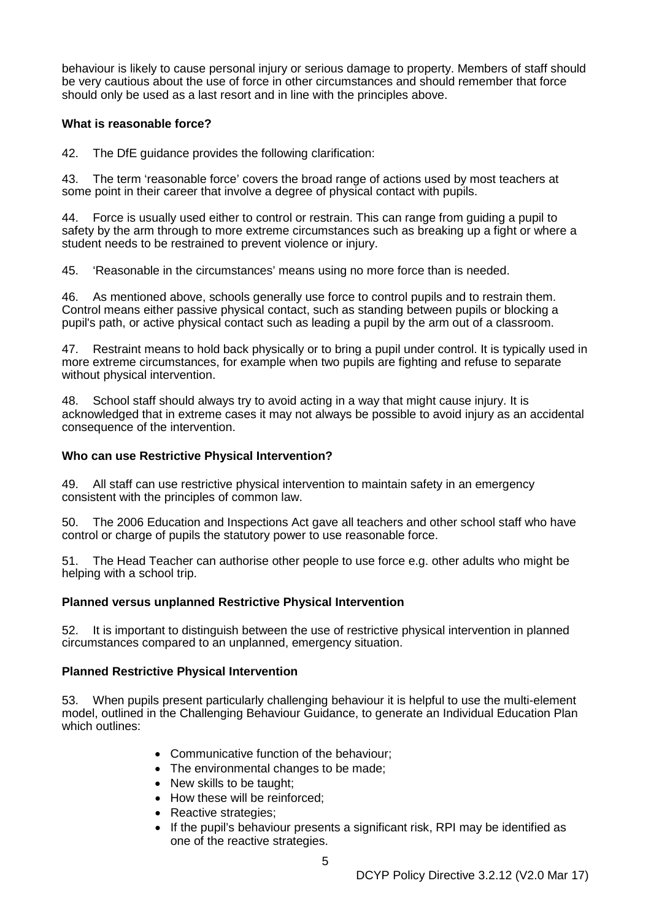behaviour is likely to cause personal injury or serious damage to property. Members of staff should be very cautious about the use of force in other circumstances and should remember that force should only be used as a last resort and in line with the principles above.

**What is reasonable force?**

42. The DfE guidance provides the following clarification:

43. The term 'reasonable force' covers the broad range of actions used by most teachers at some point in their career that involve a degree of physical contact with pupils.

44. Force is usually used either to control or restrain. This can range from guiding a pupil to safety by the arm through to more extreme circumstances such as breaking up a fight or where a student needs to be restrained to prevent violence or injury.

45. 'Reasonable in the circumstances' means using no more force than is needed.

46. As mentioned above, schools generally use force to control pupils and to restrain them. Control means either passive physical contact, such as standing between pupils or blocking a pupil's path, or active physical contact such as leading a pupil by the arm out of a classroom.

47. Restraint means to hold back physically or to bring a pupil under control. It is typically used in more extreme circumstances, for example when two pupils are fighting and refuse to separate without physical intervention.

48. School staff should always try to avoid acting in a way that might cause injury. It is acknowledged that in extreme cases it may not always be possible to avoid injury as an accidental consequence of the intervention.

**Who can use Restrictive Physical Intervention?**

49. All staff can use restrictive physical intervention to maintain safety in an emergency consistent with the principles of common law.

50. The 2006 Education and Inspections Act gave all teachers and other school staff who have control or charge of pupils the statutory power to use reasonable force.

51. The Head Teacher can authorise other people to use force e.g. other adults who might be helping with a school trip.

**Planned versus unplanned Restrictive Physical Intervention**

52. It is important to distinguish between the use of restrictive physical intervention in planned circumstances compared to an unplanned, emergency situation.

**Planned Restrictive Physical Intervention**

53. When pupils present particularly challenging behaviour it is helpful to use the multi-element model, outlined in the Challenging Behaviour Guidance, to generate an Individual Education Plan which outlines:

- Communicative function of the behaviour;
- The environmental changes to be made;
- New skills to be taught;
- How these will be reinforced;
- Reactive strategies;
- If the pupil's behaviour presents a significant risk, RPI may be identified as one of the reactive strategies.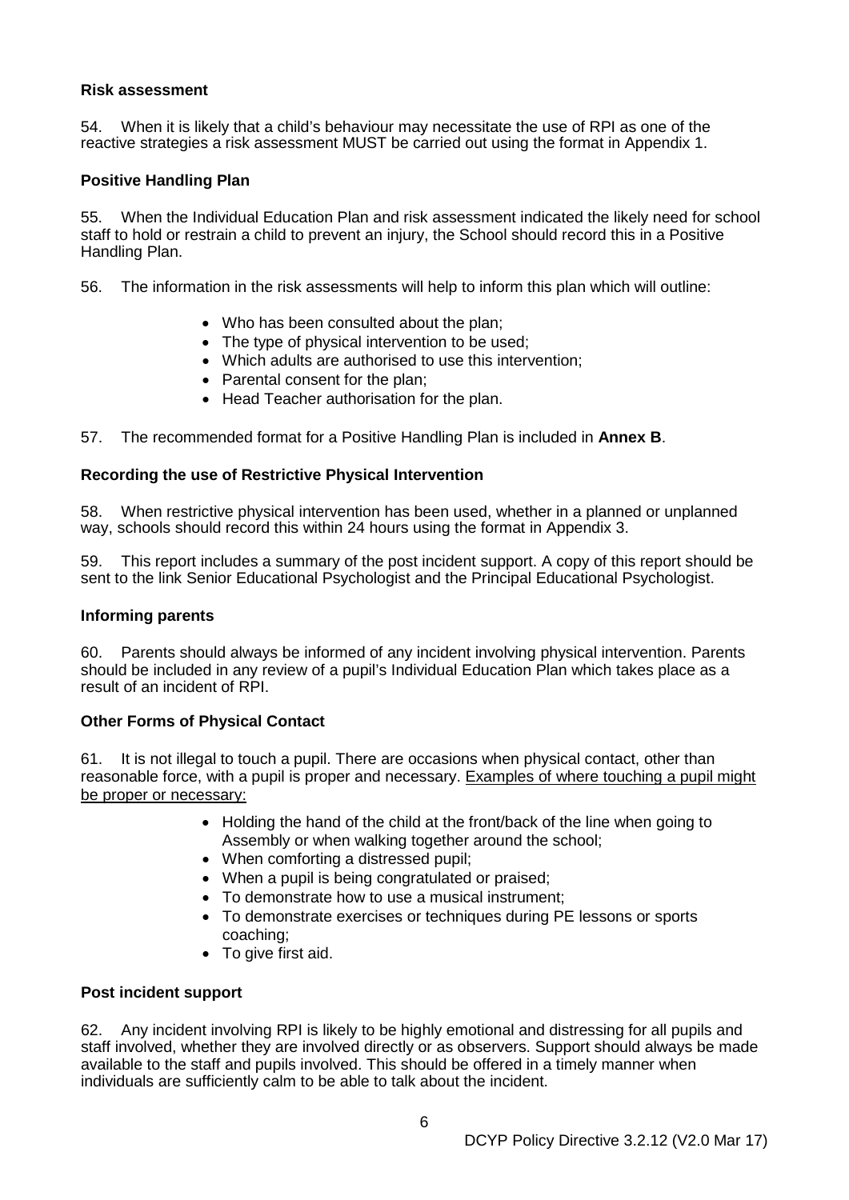**Risk assessment**

54. When it is likely that a child's behaviour may necessitate the use of RPI as one of the reactive strategies a risk assessment MUST be carried out using the format in Appendix 1.

**Positive Handling Plan**

55. When the Individual Education Plan and risk assessment indicated the likely need for school staff to hold or restrain a child to prevent an injury, the School should record this in a Positive Handling Plan.

56. The information in the risk assessments will help to inform this plan which will outline:

- Who has been consulted about the plan;
- The type of physical intervention to be used;
- Which adults are authorised to use this intervention;
- Parental consent for the plan;
- Head Teacher authorisation for the plan.

57. The recommended format for a Positive Handling Plan is included in **Annex B**.

**Recording the use of Restrictive Physical Intervention**

58. When restrictive physical intervention has been used, whether in a planned or unplanned way, schools should record this within 24 hours using the format in Appendix 3.

59. This report includes a summary of the post incident support. A copy of this report should be sent to the link Senior Educational Psychologist and the Principal Educational Psychologist.

**Informing parents**

60. Parents should always be informed of any incident involving physical intervention. Parents should be included in any review of a pupil's Individual Education Plan which takes place as a result of an incident of RPI.

**Other Forms of Physical Contact**

61. It is not illegal to touch a pupil. There are occasions when physical contact, other than reasonable force, with a pupil is proper and necessary. Examples of where touching a pupil might be proper or necessary:

- Holding the hand of the child at the front/back of the line when going to Assembly or when walking together around the school;
- When comforting a distressed pupil;
- When a pupil is being congratulated or praised;
- To demonstrate how to use a musical instrument;
- To demonstrate exercises or techniques during PE lessons or sports coaching;
- To give first aid.

**Post incident support**

62. Any incident involving RPI is likely to be highly emotional and distressing for all pupils and staff involved, whether they are involved directly or as observers. Support should always be made available to the staff and pupils involved. This should be offered in a timely manner when individuals are sufficiently calm to be able to talk about the incident.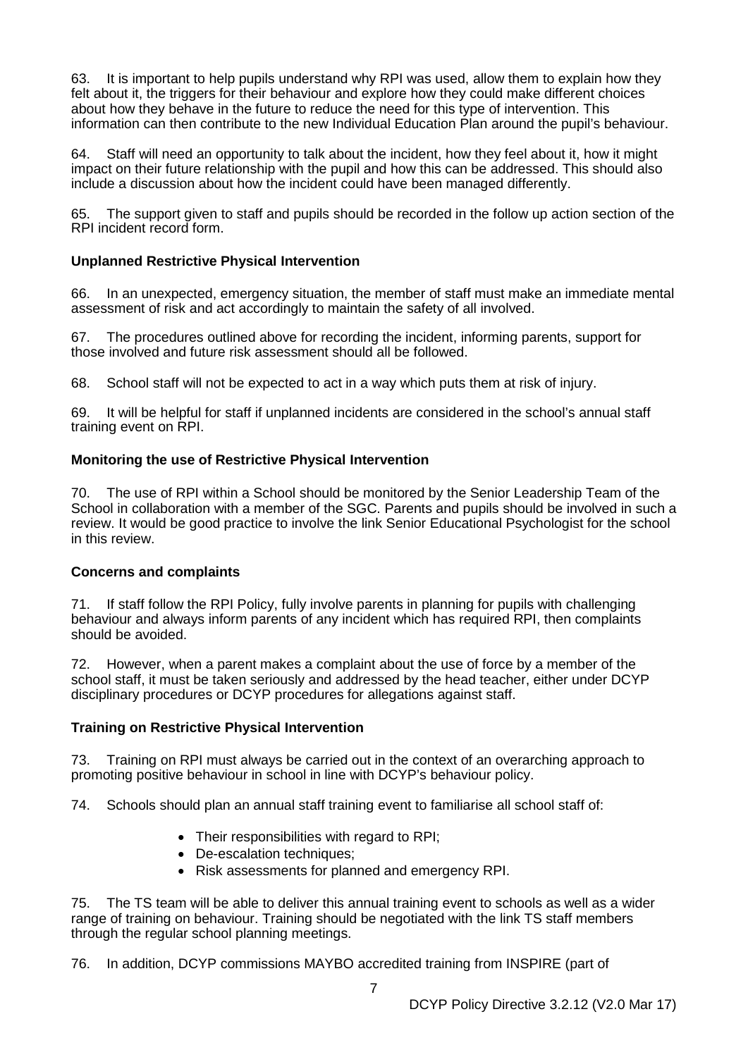63. It is important to help pupils understand why RPI was used, allow them to explain how they felt about it, the triggers for their behaviour and explore how they could make different choices about how they behave in the future to reduce the need for this type of intervention. This information can then contribute to the new Individual Education Plan around the pupil's behaviour.

64. Staff will need an opportunity to talk about the incident, how they feel about it, how it might impact on their future relationship with the pupil and how this can be addressed. This should also include a discussion about how the incident could have been managed differently.

65. The support given to staff and pupils should be recorded in the follow up action section of the RPI incident record form.

**Unplanned Restrictive Physical Intervention**

66. In an unexpected, emergency situation, the member of staff must make an immediate mental assessment of risk and act accordingly to maintain the safety of all involved.

67. The procedures outlined above for recording the incident, informing parents, support for those involved and future risk assessment should all be followed.

68. School staff will not be expected to act in a way which puts them at risk of injury.

69. It will be helpful for staff if unplanned incidents are considered in the school's annual staff training event on RPI.

**Monitoring the use of Restrictive Physical Intervention**

70. The use of RPI within a School should be monitored by the Senior Leadership Team of the School in collaboration with a member of the SGC. Parents and pupils should be involved in such a review. It would be good practice to involve the link Senior Educational Psychologist for the school in this review.

**Concerns and complaints**

71. If staff follow the RPI Policy, fully involve parents in planning for pupils with challenging behaviour and always inform parents of any incident which has required RPI, then complaints should be avoided.

72. However, when a parent makes a complaint about the use of force by a member of the school staff, it must be taken seriously and addressed by the head teacher, either under DCYP disciplinary procedures or DCYP procedures for allegations against staff.

**Training on Restrictive Physical Intervention**

73. Training on RPI must always be carried out in the context of an overarching approach to promoting positive behaviour in school in line with DCYP's behaviour policy.

74. Schools should plan an annual staff training event to familiarise all school staff of:

- Their responsibilities with regard to RPI;
- De-escalation techniques;
- Risk assessments for planned and emergency RPI.

75. The TS team will be able to deliver this annual training event to schools as well as a wider range of training on behaviour. Training should be negotiated with the link TS staff members through the regular school planning meetings.

76. In addition, DCYP commissions MAYBO accredited training from INSPIRE (part of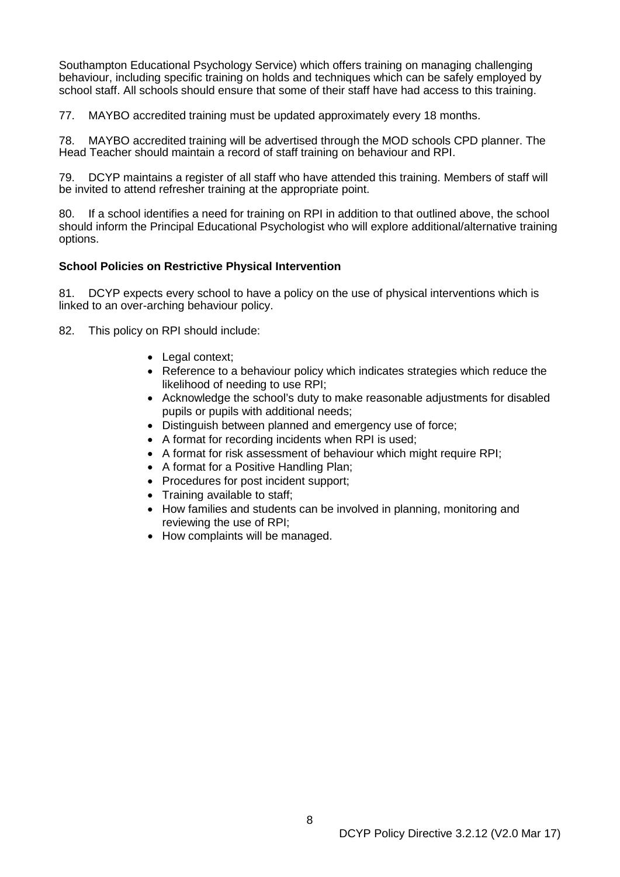Southampton Educational Psychology Service) which offers training on managing challenging behaviour, including specific training on holds and techniques which can be safely employed by school staff. All schools should ensure that some of their staff have had access to this training.

77. MAYBO accredited training must be updated approximately every 18 months.

78. MAYBO accredited training will be advertised through the MOD schools CPD planner. The Head Teacher should maintain a record of staff training on behaviour and RPI.

79. DCYP maintains a register of all staff who have attended this training. Members of staff will be invited to attend refresher training at the appropriate point.

80. If a school identifies a need for training on RPI in addition to that outlined above, the school should inform the Principal Educational Psychologist who will explore additional/alternative training options.

**School Policies on Restrictive Physical Intervention**

81. DCYP expects every school to have a policy on the use of physical interventions which is linked to an over-arching behaviour policy.

82. This policy on RPI should include:

- Legal context;
- Reference to a behaviour policy which indicates strategies which reduce the likelihood of needing to use RPI;
- Acknowledge the school's duty to make reasonable adjustments for disabled pupils or pupils with additional needs;
- Distinguish between planned and emergency use of force;
- A format for recording incidents when RPI is used;
- A format for risk assessment of behaviour which might require RPI;
- A format for a Positive Handling Plan;
- Procedures for post incident support;
- Training available to staff;
- How families and students can be involved in planning, monitoring and reviewing the use of RPI;
- How complaints will be managed.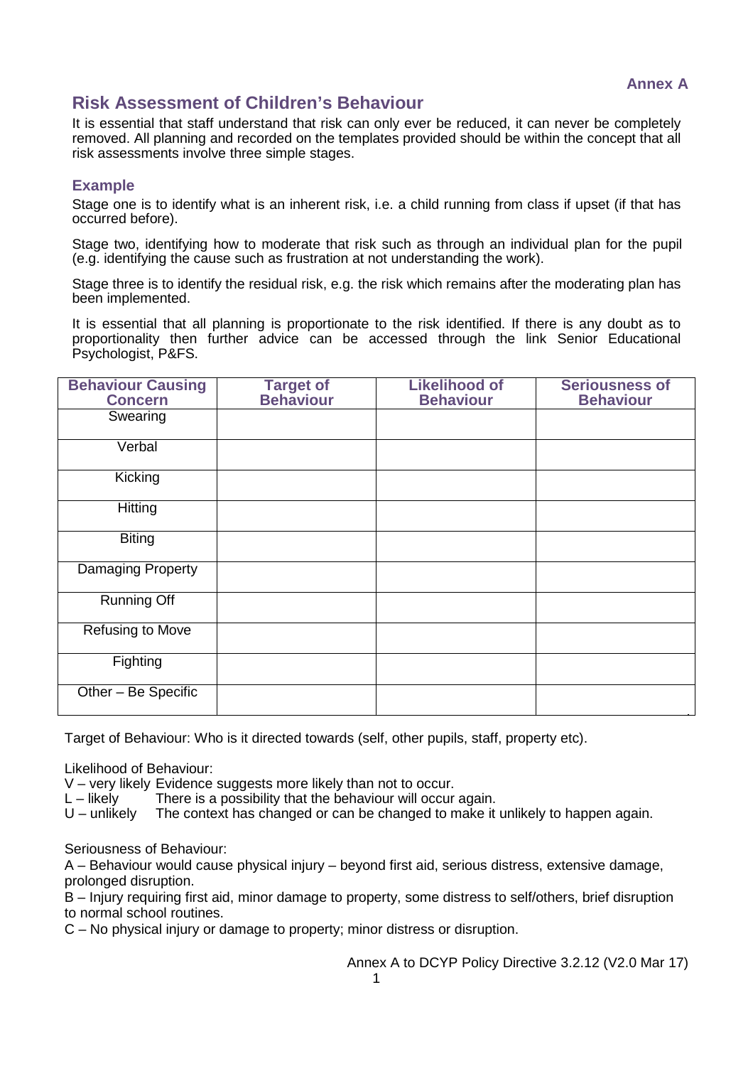**Annex A**

## Risk Assessment of Children's Behaviour

It is essential that staff understand that risk can only ever be reduced, it can never be completely removed. All planning and recorded on the templates provided should be within the concept that all risk assessments involve three simple stages.

### Example

Stage one is to identify what is an inherent risk, i.e. a child running from class if upset (if that has occurred before).

Stage two, identifying how to moderate that risk such as through an individual plan for the pupil (e.g. identifying the cause such as frustration at not understanding the work).

Stage three is to identify the residual risk, e.g. the risk which remains after the moderating plan has been implemented.

It is essential that all planning is proportionate to the risk identified. If there is any doubt as to proportionality then further advice can be accessed through the link Senior Educational Psychologist, P&FS.

| Behaviour Causing Concern | Target of Behaviour | Likelihood of Behaviour | Seriousness of Behaviour |
|---|---|---|---|
| Swearing | | | |
| Verbal | | | |
| Kicking | | | |
| Hitting | | | |
| Biting | | | |
| Damaging Property | | | |
| Running Off | | | |
| Refusing to Move | | | |
| Fighting | | | |
| Other – Be Specific | | | |

Target of Behaviour: Who is it directed towards (self, other pupils, staff, property etc).

Likelihood of Behaviour:
V – very likely Evidence suggests more likely than not to occur.
L – likely There is a possibility that the behaviour will occur again.
U – unlikely The context has changed or can be changed to make it unlikely to happen again.

Seriousness of Behaviour:
A – Behaviour would cause physical injury – beyond first aid, serious distress, extensive damage, prolonged disruption.
B – Injury requiring first aid, minor damage to property, some distress to self/others, brief disruption to normal school routines.
C – No physical injury or damage to property; minor distress or disruption.

Annex A to DCYP Policy Directive 3.2.12 (V2.0 Mar 17)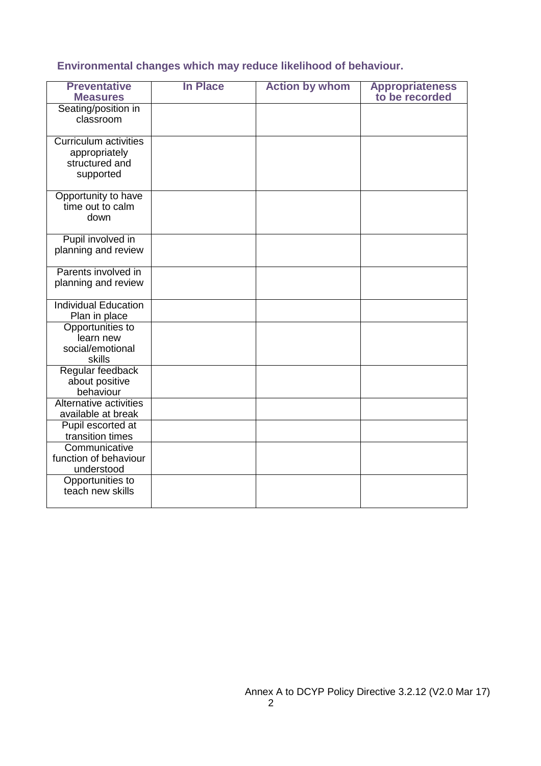## Environmental changes which may reduce likelihood of behaviour.

| Preventative Measures | In Place | Action by whom | Appropriateness to be recorded |
| --- | --- | --- | --- |
| Seating/position in classroom | | | |
| Curriculum activities appropriately structured and supported | | | |
| Opportunity to have time out to calm down | | | |
| Pupil involved in planning and review | | | |
| Parents involved in planning and review | | | |
| Individual Education Plan in place | | | |
| Opportunities to learn new social/emotional skills | | | |
| Regular feedback about positive behaviour | | | |
| Alternative activities available at break | | | |
| Pupil escorted at transition times | | | |
| Communicative function of behaviour understood | | | |
| Opportunities to teach new skills | | | |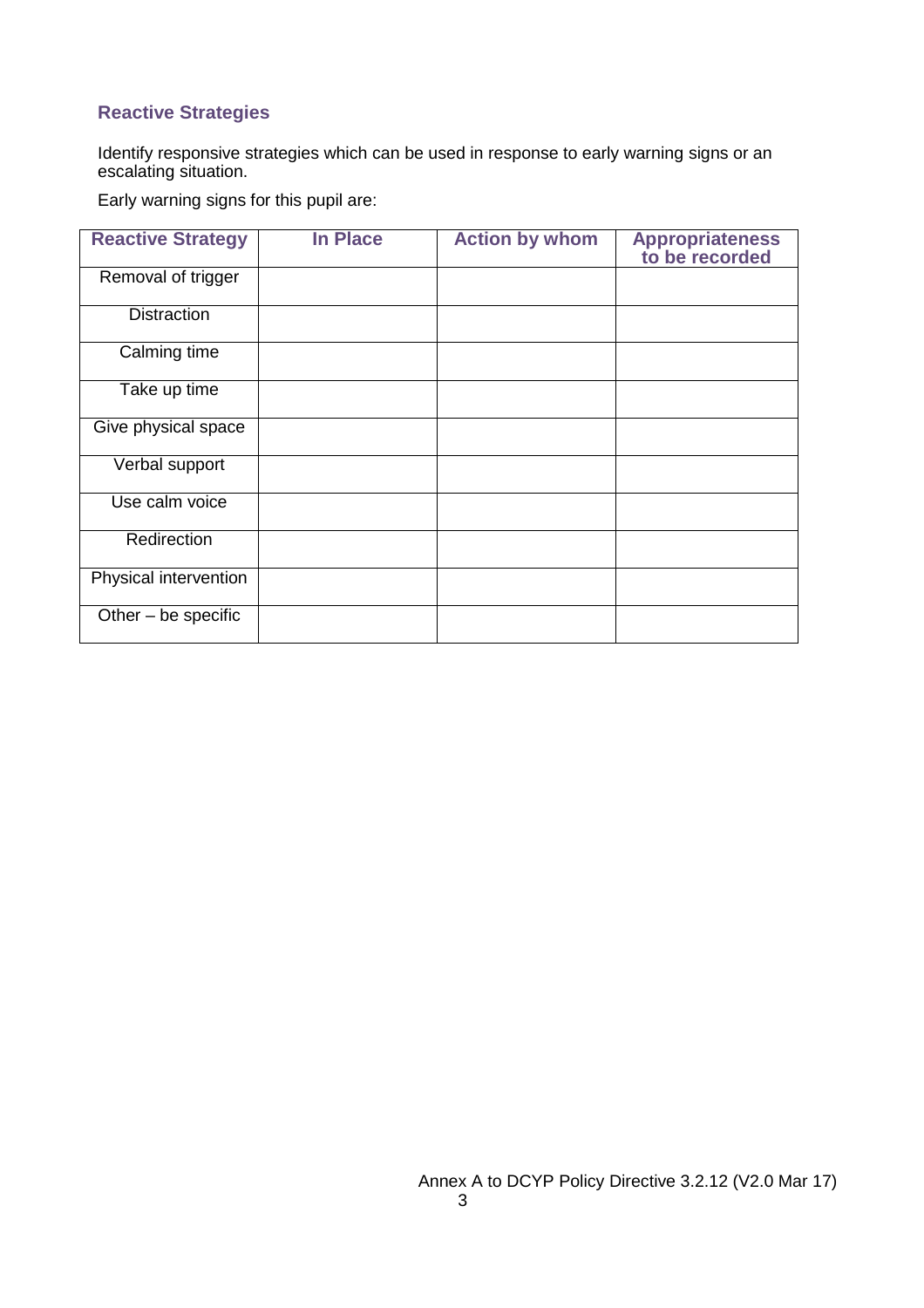## Reactive Strategies

Identify responsive strategies which can be used in response to early warning signs or an escalating situation.

Early warning signs for this pupil are:

| Reactive Strategy | In Place | Action by whom | Appropriateness to be recorded |
|---|---|---|---|
| Removal of trigger | | | |
| Distraction | | | |
| Calming time | | | |
| Take up time | | | |
| Give physical space | | | |
| Verbal support | | | |
| Use calm voice | | | |
| Redirection | | | |
| Physical intervention | | | |
| Other – be specific | | | |

Annex A to DCYP Policy Directive 3.2.12 (V2.0 Mar 17)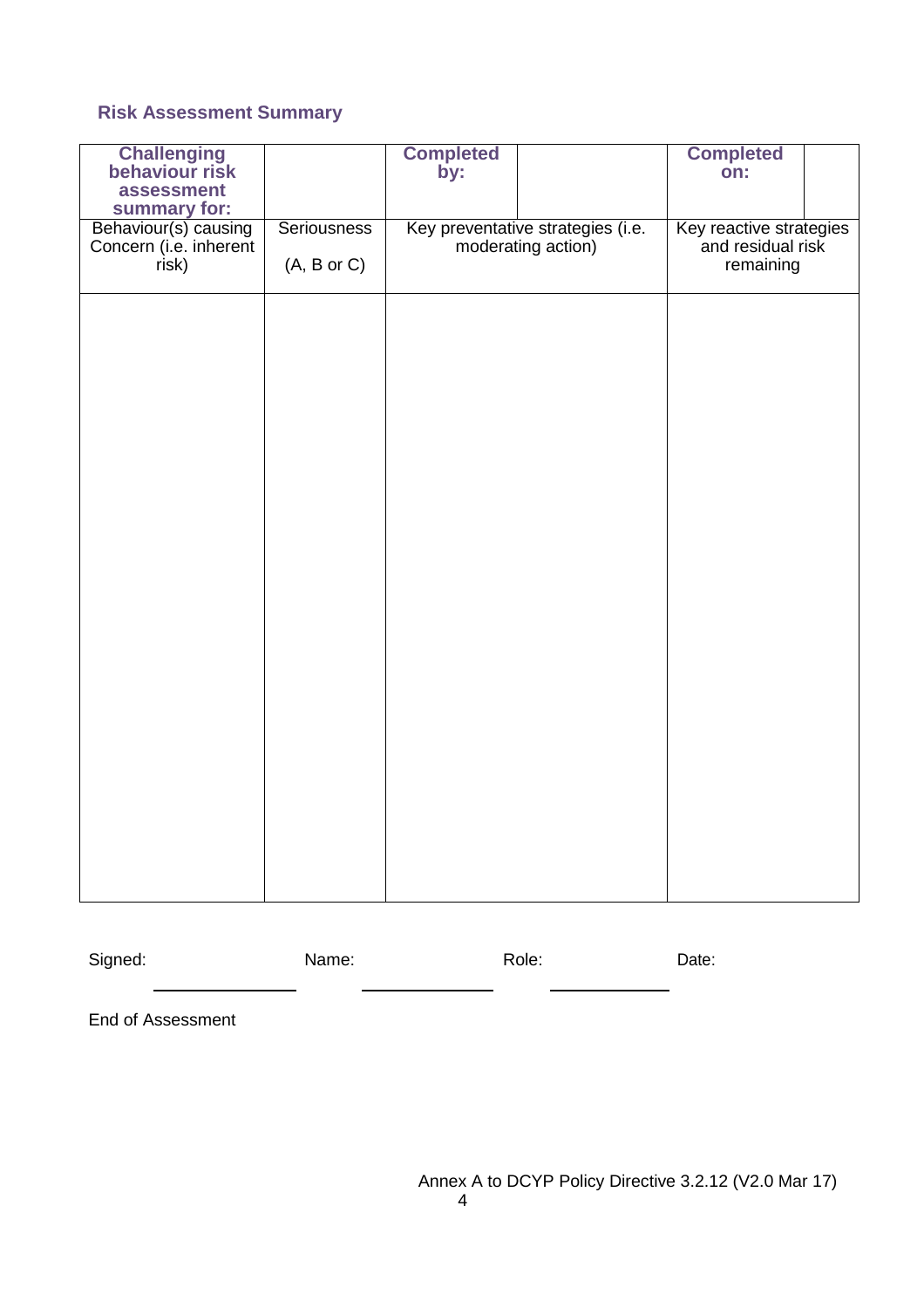### Risk Assessment Summary

| **Challenging behaviour risk assessment summary for:** | | **Completed by:** | | **Completed on:** | |
|---|---|---|---|---|---|
| Behaviour(s) causing Concern (i.e. inherent risk) | Seriousness (A, B or C) | Key preventative strategies (i.e. moderating action) | | Key reactive strategies and residual risk remaining | |
| | | | | | |

Signed: Name: Role: Date:

End of Assessment

Annex A to DCYP Policy Directive 3.2.12 (V2.0 Mar 17)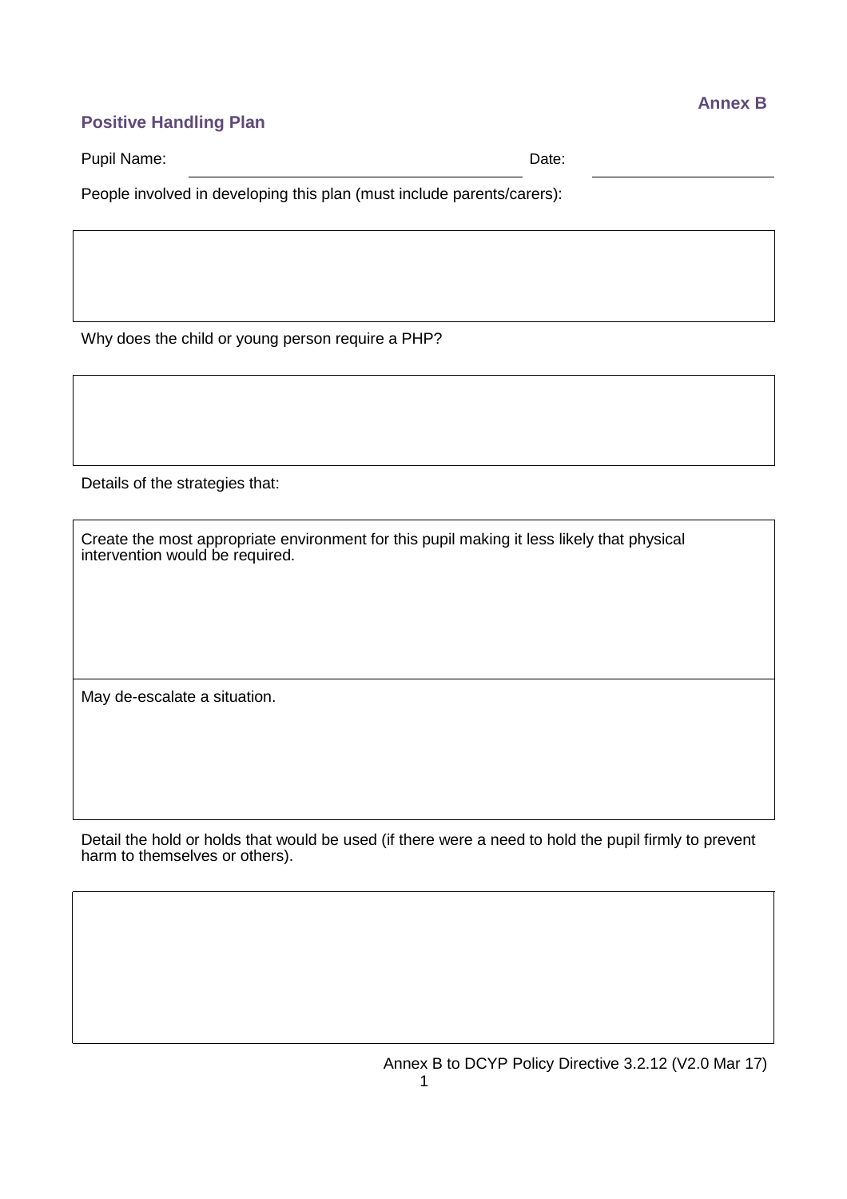**Annex B**

## Positive Handling Plan

Pupil Name: ______________________________ Date: ________________

People involved in developing this plan (must include parents/carers):

| |
|---|
| |

Why does the child or young person require a PHP?

| |
|---|
| |

Details of the strategies that:

| |
|---|
| Create the most appropriate environment for this pupil making it less likely that physical intervention would be required. |
| May de-escalate a situation. |

Detail the hold or holds that would be used (if there were a need to hold the pupil firmly to prevent harm to themselves or others).

| |
|---|
| |

Annex B to DCYP Policy Directive 3.2.12 (V2.0 Mar 17)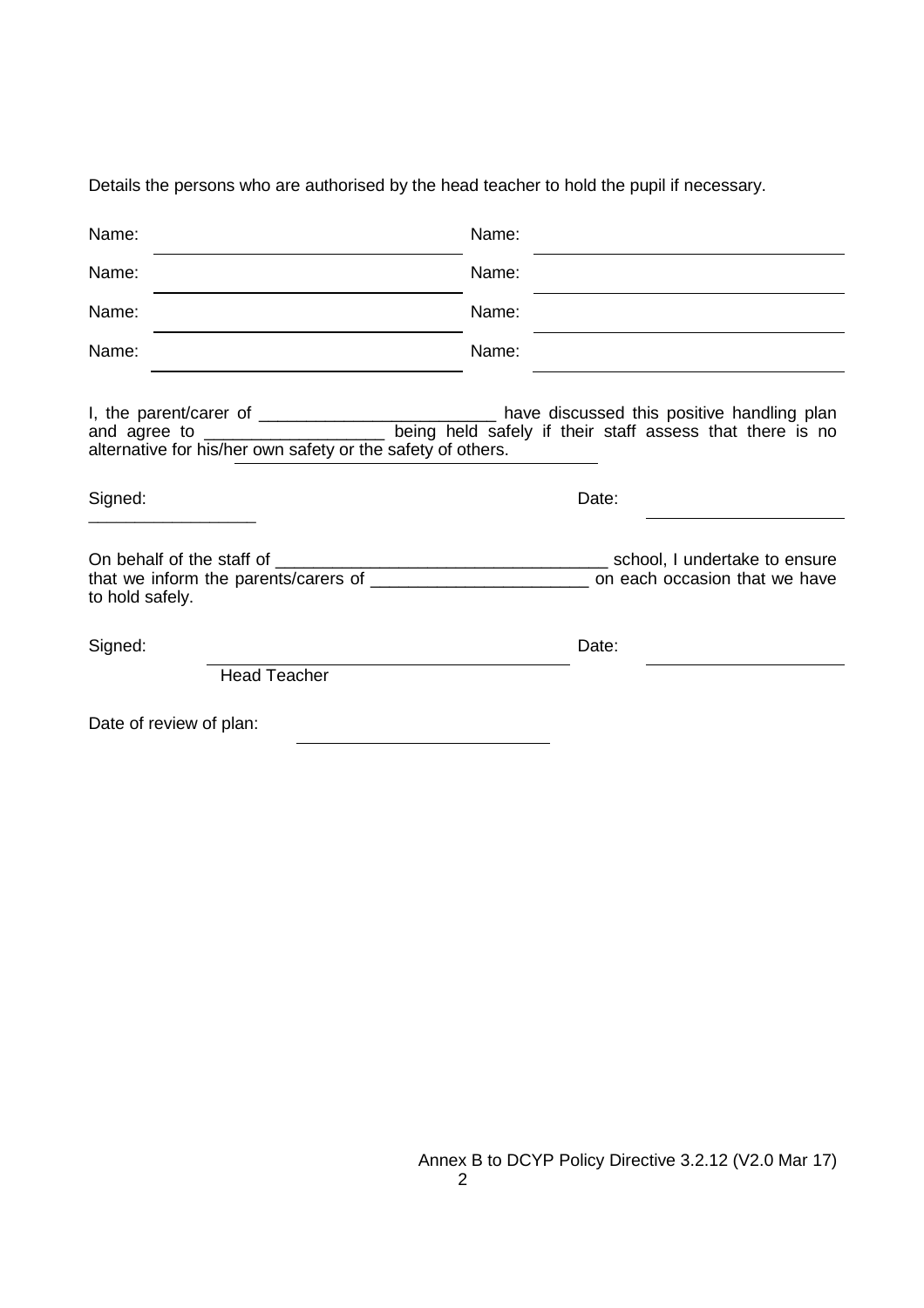Details the persons who are authorised by the head teacher to hold the pupil if necessary.

| Name: | | Name: | |
|---|---|---|---|
| Name: | | Name: | |
| Name: | | Name: | |
| Name: | | Name: | |

I, the parent/carer of _________________________ have discussed this positive handling plan and agree to ___________________ being held safely if their staff assess that there is no alternative for his/her own safety or the safety of others.

Signed: __________________ Date: ____________________

On behalf of the staff of ___________________________________ school, I undertake to ensure that we inform the parents/carers of _______________________ on each occasion that we have to hold safely.

Signed: ______________________________ Date: ____________________

Head Teacher

Date of review of plan: ___________________________

Annex B to DCYP Policy Directive 3.2.12 (V2.0 Mar 17)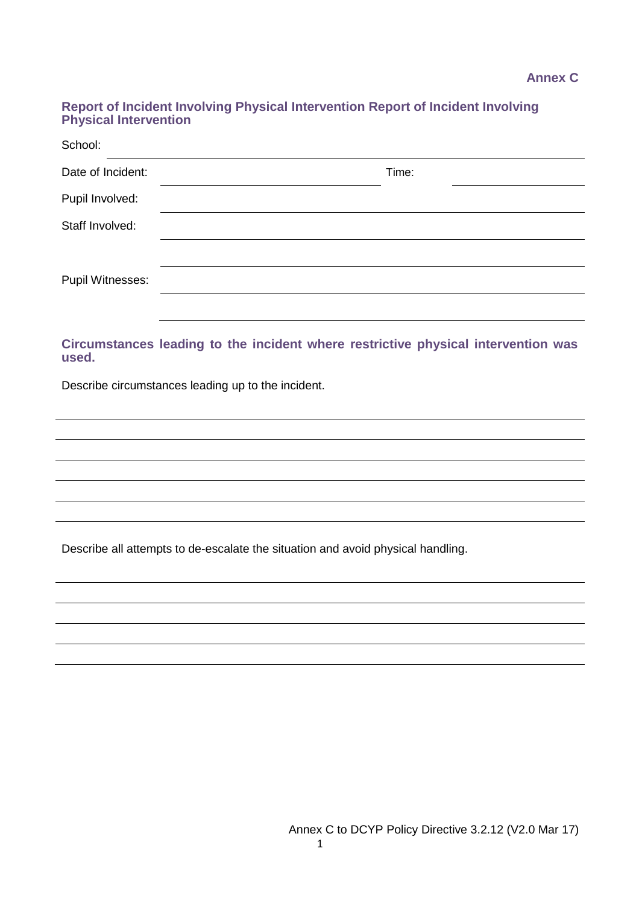**Annex C**

## Report of Incident Involving Physical Intervention Report of Incident Involving Physical Intervention

School: ______________________________________________

Date of Incident: ______________________ Time: ______________

Pupil Involved: ______________________________________________

Staff Involved: ______________________________________________

______________________________________________

Pupil Witnesses: ______________________________________________

______________________________________________

## Circumstances leading to the incident where restrictive physical intervention was used.

Describe circumstances leading up to the incident.

______________________________________________

______________________________________________

______________________________________________

______________________________________________

______________________________________________

______________________________________________

Describe all attempts to de-escalate the situation and avoid physical handling.

______________________________________________

______________________________________________

______________________________________________

______________________________________________

______________________________________________

Annex C to DCYP Policy Directive 3.2.12 (V2.0 Mar 17)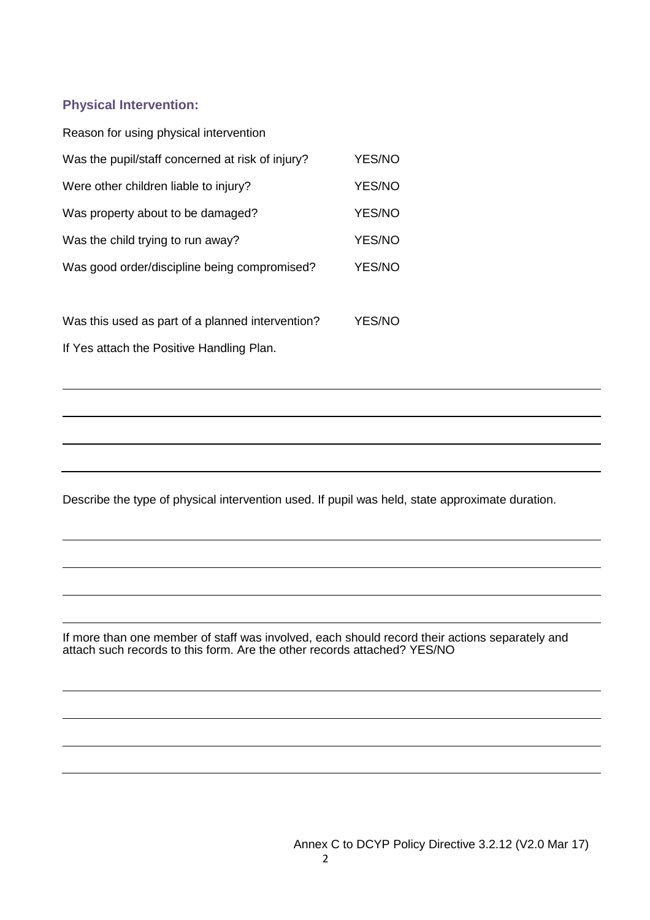### Physical Intervention:

Reason for using physical intervention

| | |
|---|---|
| Was the pupil/staff concerned at risk of injury? | YES/NO |
| Were other children liable to injury? | YES/NO |
| Was property about to be damaged? | YES/NO |
| Was the child trying to run away? | YES/NO |
| Was good order/discipline being compromised? | YES/NO |
| | |
| Was this used as part of a planned intervention? | YES/NO |

If Yes attach the Positive Handling Plan.

______________________________________________________________________

______________________________________________________________________

______________________________________________________________________

______________________________________________________________________

Describe the type of physical intervention used. If pupil was held, state approximate duration.

______________________________________________________________________

______________________________________________________________________

______________________________________________________________________

______________________________________________________________________

If more than one member of staff was involved, each should record their actions separately and attach such records to this form. Are the other records attached? YES/NO

______________________________________________________________________

______________________________________________________________________

______________________________________________________________________

______________________________________________________________________

Annex C to DCYP Policy Directive 3.2.12 (V2.0 Mar 17)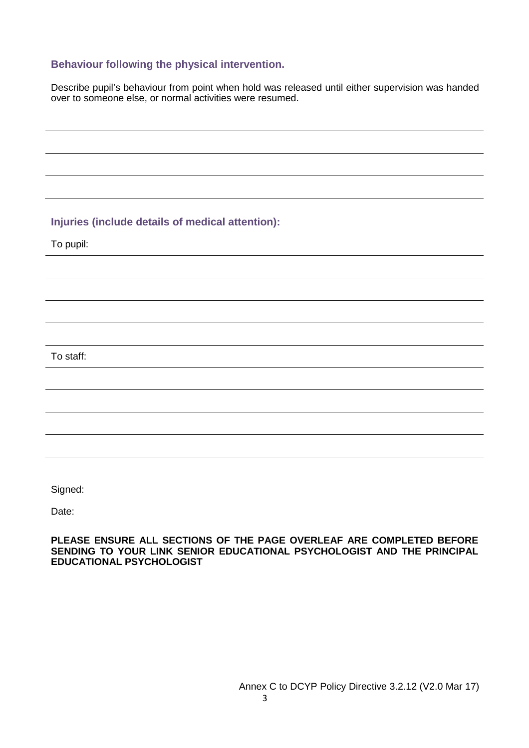### Behaviour following the physical intervention.

Describe pupil's behaviour from point when hold was released until either supervision was handed over to someone else, or normal activities were resumed.

### Injuries (include details of medical attention):

To pupil:

To staff:

Signed:

Date:

**PLEASE ENSURE ALL SECTIONS OF THE PAGE OVERLEAF ARE COMPLETED BEFORE SENDING TO YOUR LINK SENIOR EDUCATIONAL PSYCHOLOGIST AND THE PRINCIPAL EDUCATIONAL PSYCHOLOGIST**

Annex C to DCYP Policy Directive 3.2.12 (V2.0 Mar 17)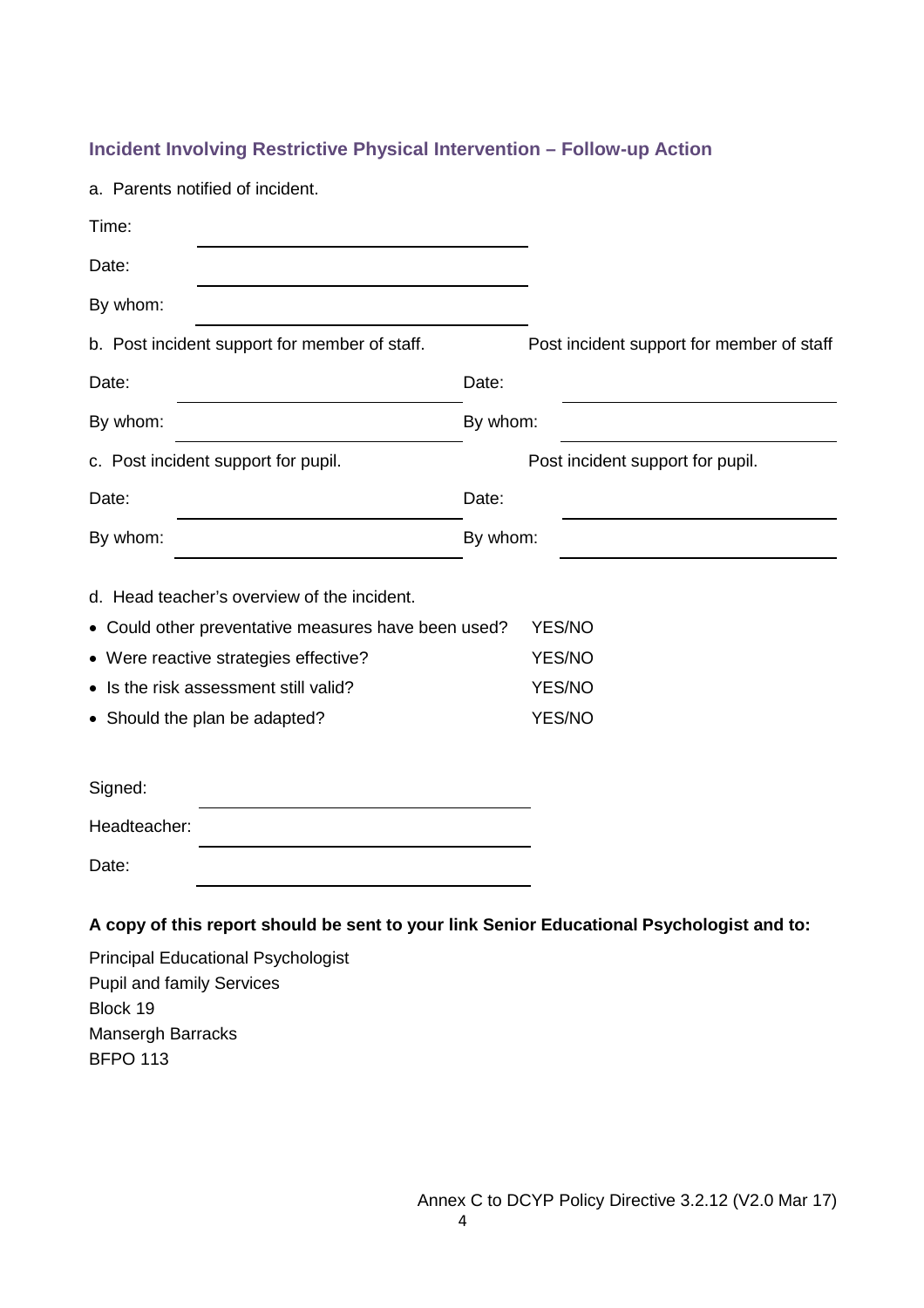### Incident Involving Restrictive Physical Intervention – Follow-up Action

a. Parents notified of incident.

Time: ____________________

Date: ____________________

By whom: ____________________

| b. Post incident support for member of staff. | Post incident support for member of staff |
|---|---|
| Date: ____________________ | Date: ____________________ |
| By whom: ____________________ | By whom: ____________________ |

| c. Post incident support for pupil. | Post incident support for pupil. |
|---|---|
| Date: ____________________ | Date: ____________________ |
| By whom: ____________________ | By whom: ____________________ |

d. Head teacher's overview of the incident.

- Could other preventative measures have been used? YES/NO
- Were reactive strategies effective? YES/NO
- Is the risk assessment still valid? YES/NO
- Should the plan be adapted? YES/NO

Signed: ____________________

Headteacher: ____________________

Date: ____________________

**A copy of this report should be sent to your link Senior Educational Psychologist and to:**

Principal Educational Psychologist
Pupil and family Services
Block 19
Mansergh Barracks
BFPO 113

Annex C to DCYP Policy Directive 3.2.12 (V2.0 Mar 17)